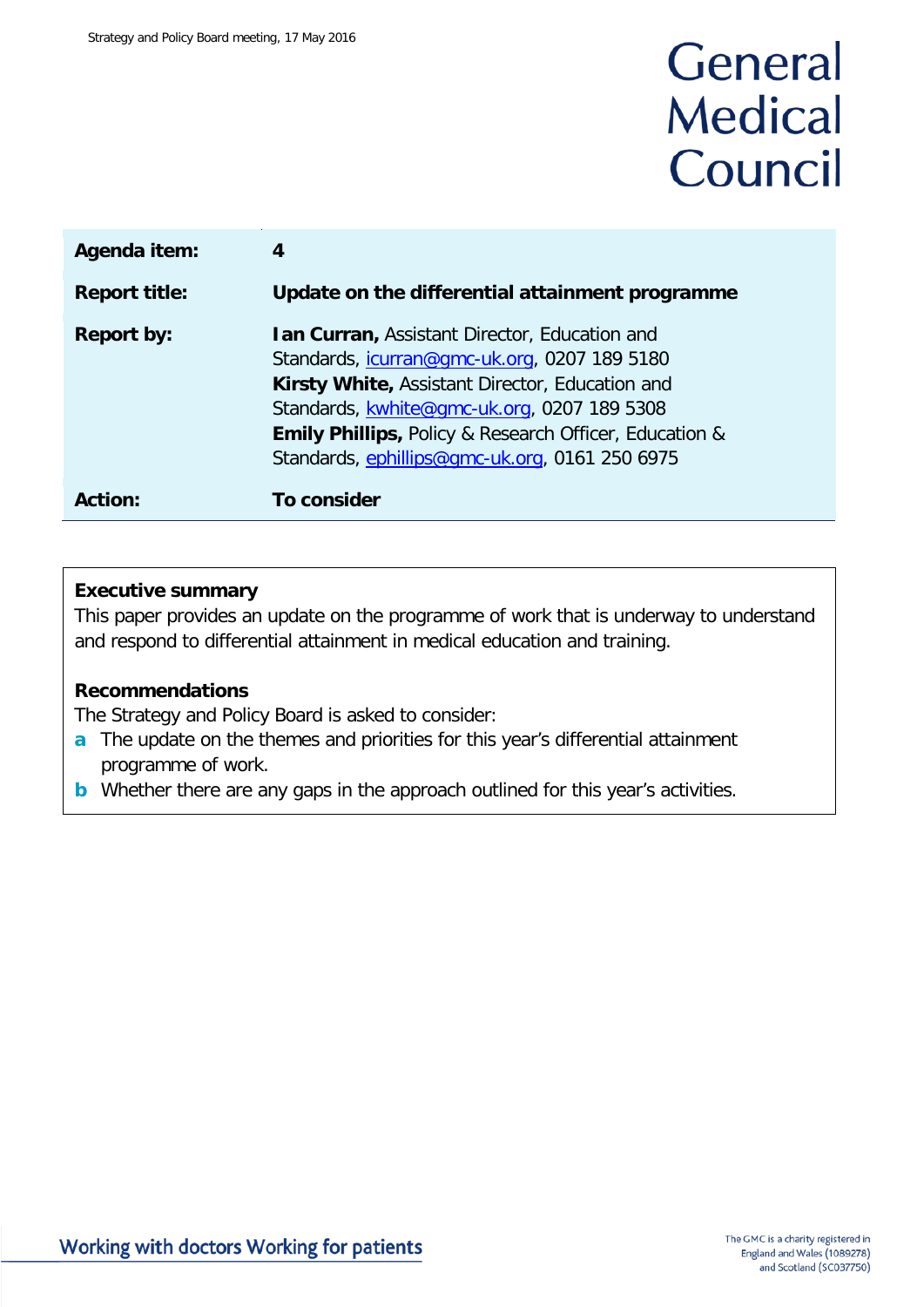General Medical Council

| | |
|---|---|
| **Agenda item:** | **4** |
| **Report title:** | **Update on the differential attainment programme** |
| **Report by:** | **Ian Curran,** Assistant Director, Education and Standards, icurran@gmc-uk.org, 0207 189 5180<br>**Kirsty White,** Assistant Director, Education and Standards, kwhite@gmc-uk.org, 0207 189 5308<br>**Emily Phillips,** Policy & Research Officer, Education & Standards, ephillips@gmc-uk.org, 0161 250 6975 |
| **Action:** | **To consider** |

**Executive summary**

This paper provides an update on the programme of work that is underway to understand and respond to differential attainment in medical education and training.

**Recommendations**

The Strategy and Policy Board is asked to consider:

- **a** The update on the themes and priorities for this year's differential attainment programme of work.
- **b** Whether there are any gaps in the approach outlined for this year's activities.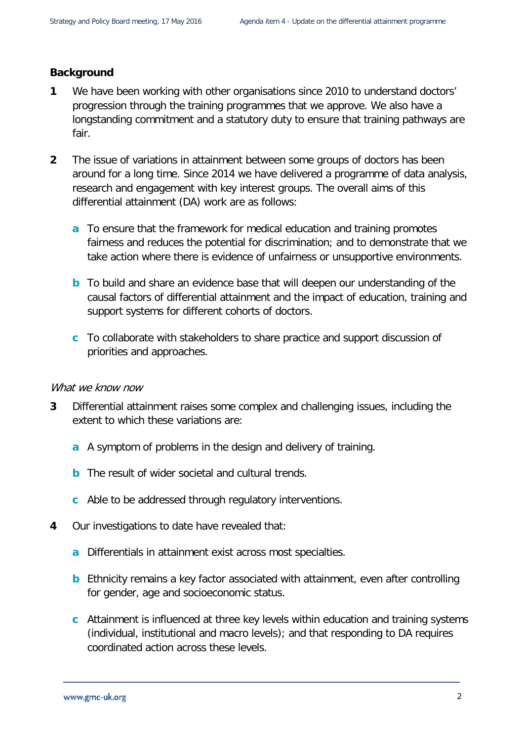**Background**

**1** We have been working with other organisations since 2010 to understand doctors' progression through the training programmes that we approve. We also have a longstanding commitment and a statutory duty to ensure that training pathways are fair.

**2** The issue of variations in attainment between some groups of doctors has been around for a long time. Since 2014 we have delivered a programme of data analysis, research and engagement with key interest groups. The overall aims of this differential attainment (DA) work are as follows:

- **a** To ensure that the framework for medical education and training promotes fairness and reduces the potential for discrimination; and to demonstrate that we take action where there is evidence of unfairness or unsupportive environments.
- **b** To build and share an evidence base that will deepen our understanding of the causal factors of differential attainment and the impact of education, training and support systems for different cohorts of doctors.
- **c** To collaborate with stakeholders to share practice and support discussion of priorities and approaches.

*What we know now*

**3** Differential attainment raises some complex and challenging issues, including the extent to which these variations are:

- **a** A symptom of problems in the design and delivery of training.
- **b** The result of wider societal and cultural trends.
- **c** Able to be addressed through regulatory interventions.

**4** Our investigations to date have revealed that:

- **a** Differentials in attainment exist across most specialties.
- **b** Ethnicity remains a key factor associated with attainment, even after controlling for gender, age and socioeconomic status.
- **c** Attainment is influenced at three key levels within education and training systems (individual, institutional and macro levels); and that responding to DA requires coordinated action across these levels.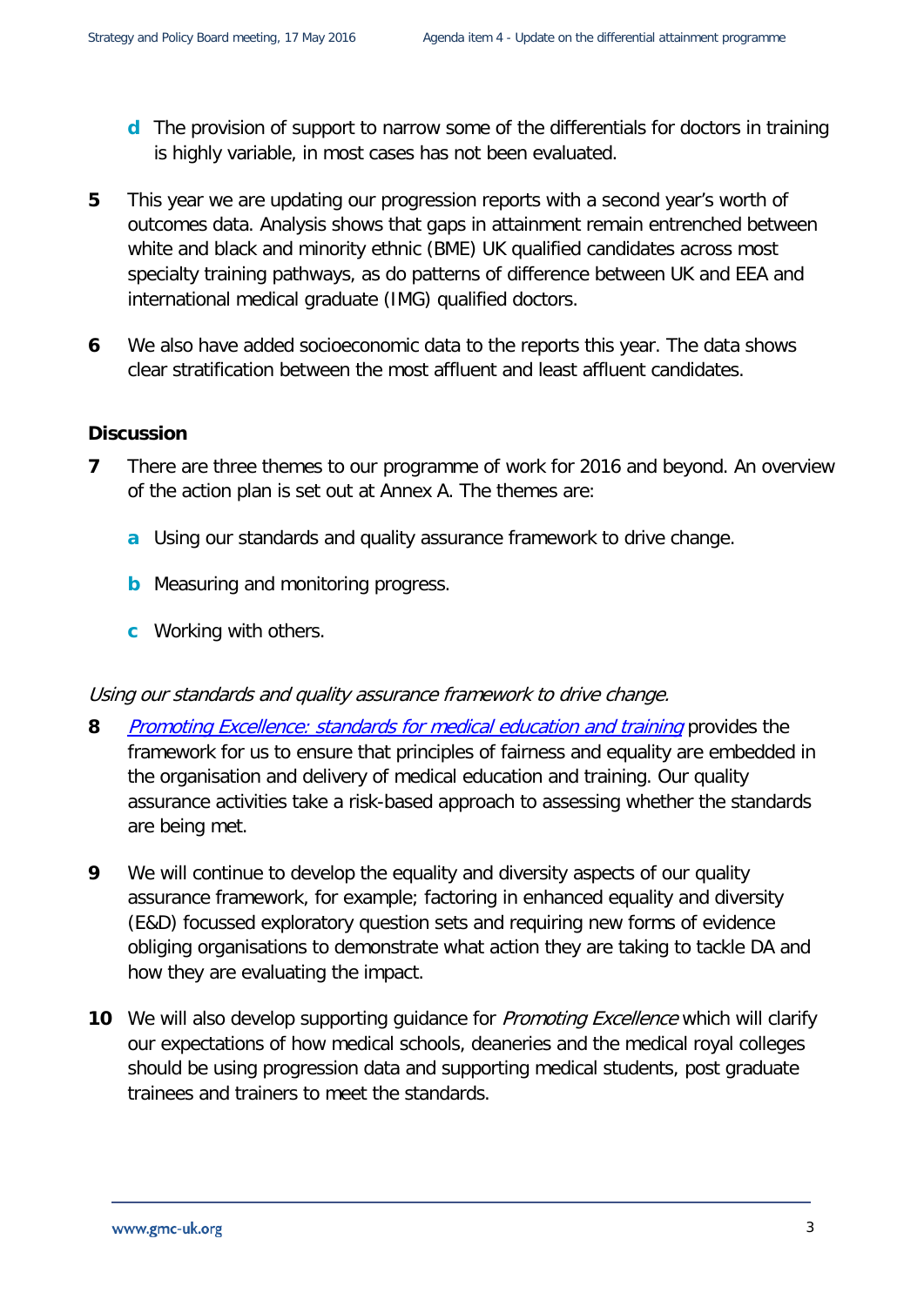**d** The provision of support to narrow some of the differentials for doctors in training is highly variable, in most cases has not been evaluated.

**5** This year we are updating our progression reports with a second year's worth of outcomes data. Analysis shows that gaps in attainment remain entrenched between white and black and minority ethnic (BME) UK qualified candidates across most specialty training pathways, as do patterns of difference between UK and EEA and international medical graduate (IMG) qualified doctors.

**6** We also have added socioeconomic data to the reports this year. The data shows clear stratification between the most affluent and least affluent candidates.

## Discussion

**7** There are three themes to our programme of work for 2016 and beyond. An overview of the action plan is set out at Annex A. The themes are:

**a** Using our standards and quality assurance framework to drive change.

**b** Measuring and monitoring progress.

**c** Working with others.

*Using our standards and quality assurance framework to drive change.*

**8** *Promoting Excellence: standards for medical education and training* provides the framework for us to ensure that principles of fairness and equality are embedded in the organisation and delivery of medical education and training. Our quality assurance activities take a risk-based approach to assessing whether the standards are being met.

**9** We will continue to develop the equality and diversity aspects of our quality assurance framework, for example; factoring in enhanced equality and diversity (E&D) focussed exploratory question sets and requiring new forms of evidence obliging organisations to demonstrate what action they are taking to tackle DA and how they are evaluating the impact.

**10** We will also develop supporting guidance for *Promoting Excellence* which will clarify our expectations of how medical schools, deaneries and the medical royal colleges should be using progression data and supporting medical students, post graduate trainees and trainers to meet the standards.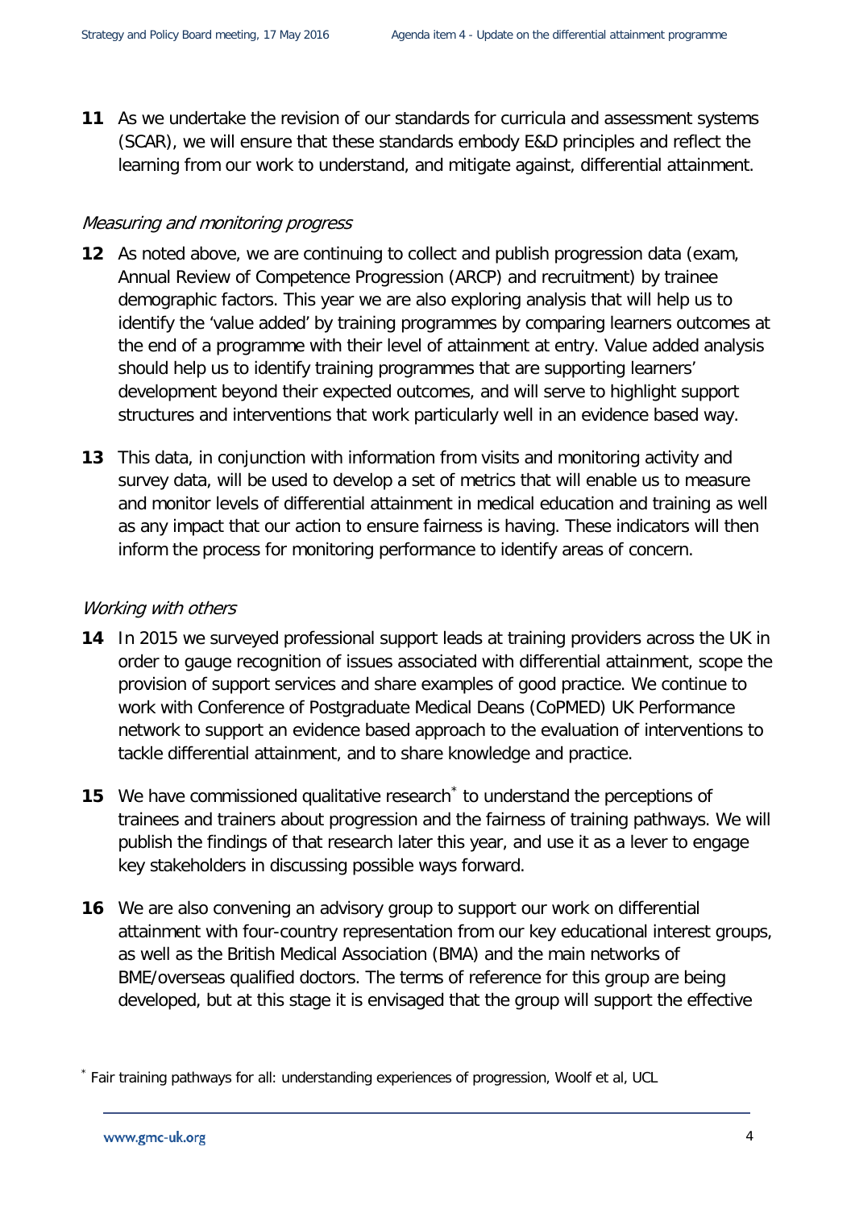**11** As we undertake the revision of our standards for curricula and assessment systems (SCAR), we will ensure that these standards embody E&D principles and reflect the learning from our work to understand, and mitigate against, differential attainment.

*Measuring and monitoring progress*

**12** As noted above, we are continuing to collect and publish progression data (exam, Annual Review of Competence Progression (ARCP) and recruitment) by trainee demographic factors. This year we are also exploring analysis that will help us to identify the 'value added' by training programmes by comparing learners outcomes at the end of a programme with their level of attainment at entry. Value added analysis should help us to identify training programmes that are supporting learners' development beyond their expected outcomes, and will serve to highlight support structures and interventions that work particularly well in an evidence based way.

**13** This data, in conjunction with information from visits and monitoring activity and survey data, will be used to develop a set of metrics that will enable us to measure and monitor levels of differential attainment in medical education and training as well as any impact that our action to ensure fairness is having. These indicators will then inform the process for monitoring performance to identify areas of concern.

*Working with others*

**14** In 2015 we surveyed professional support leads at training providers across the UK in order to gauge recognition of issues associated with differential attainment, scope the provision of support services and share examples of good practice. We continue to work with Conference of Postgraduate Medical Deans (CoPMED) UK Performance network to support an evidence based approach to the evaluation of interventions to tackle differential attainment, and to share knowledge and practice.

**15** We have commissioned qualitative research[*] to understand the perceptions of trainees and trainers about progression and the fairness of training pathways. We will publish the findings of that research later this year, and use it as a lever to engage key stakeholders in discussing possible ways forward.

**16** We are also convening an advisory group to support our work on differential attainment with four-country representation from our key educational interest groups, as well as the British Medical Association (BMA) and the main networks of BME/overseas qualified doctors. The terms of reference for this group are being developed, but at this stage it is envisaged that the group will support the effective

[*] Fair training pathways for all: understanding experiences of progression, Woolf et al, UCL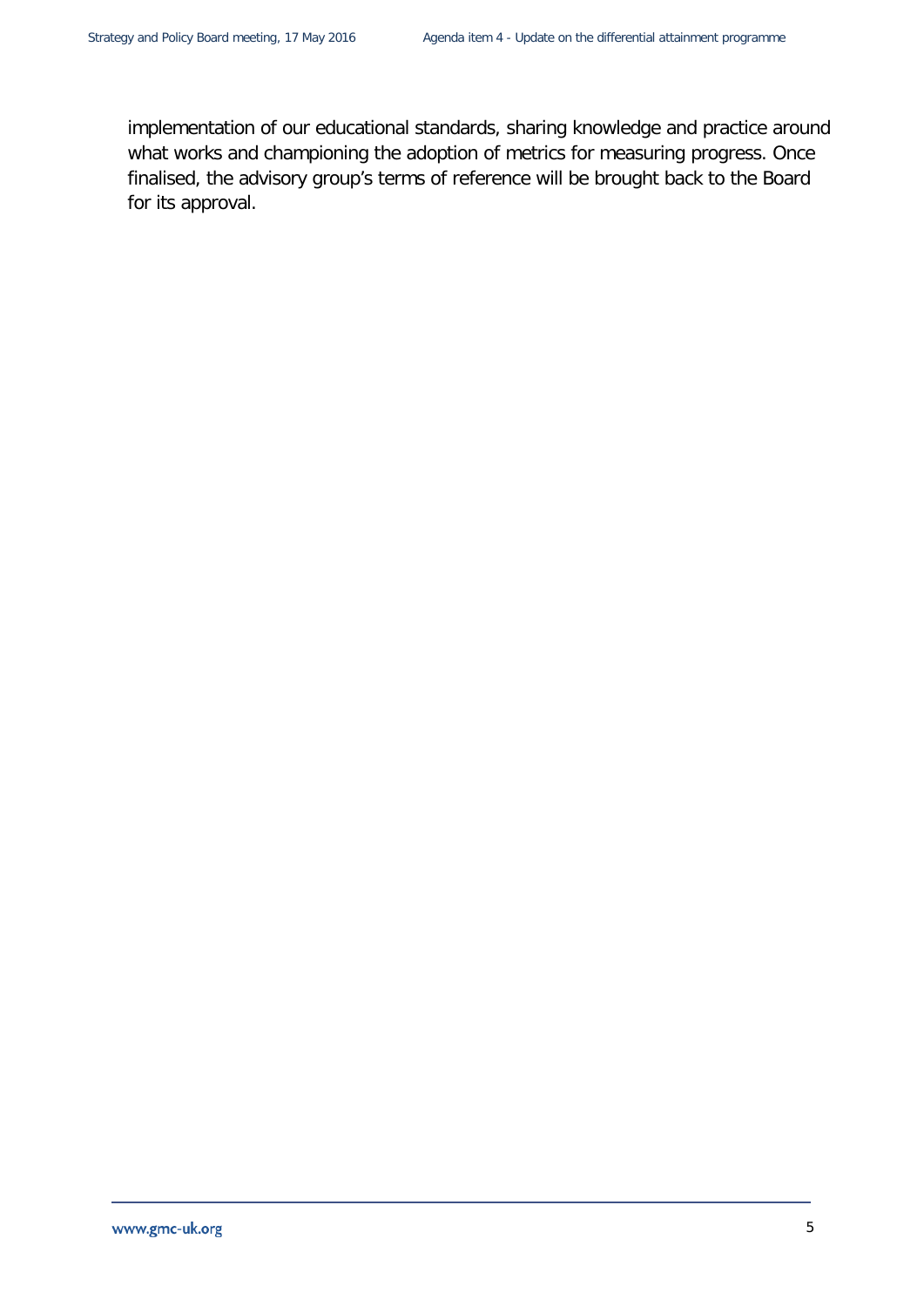implementation of our educational standards, sharing knowledge and practice around what works and championing the adoption of metrics for measuring progress. Once finalised, the advisory group's terms of reference will be brought back to the Board for its approval.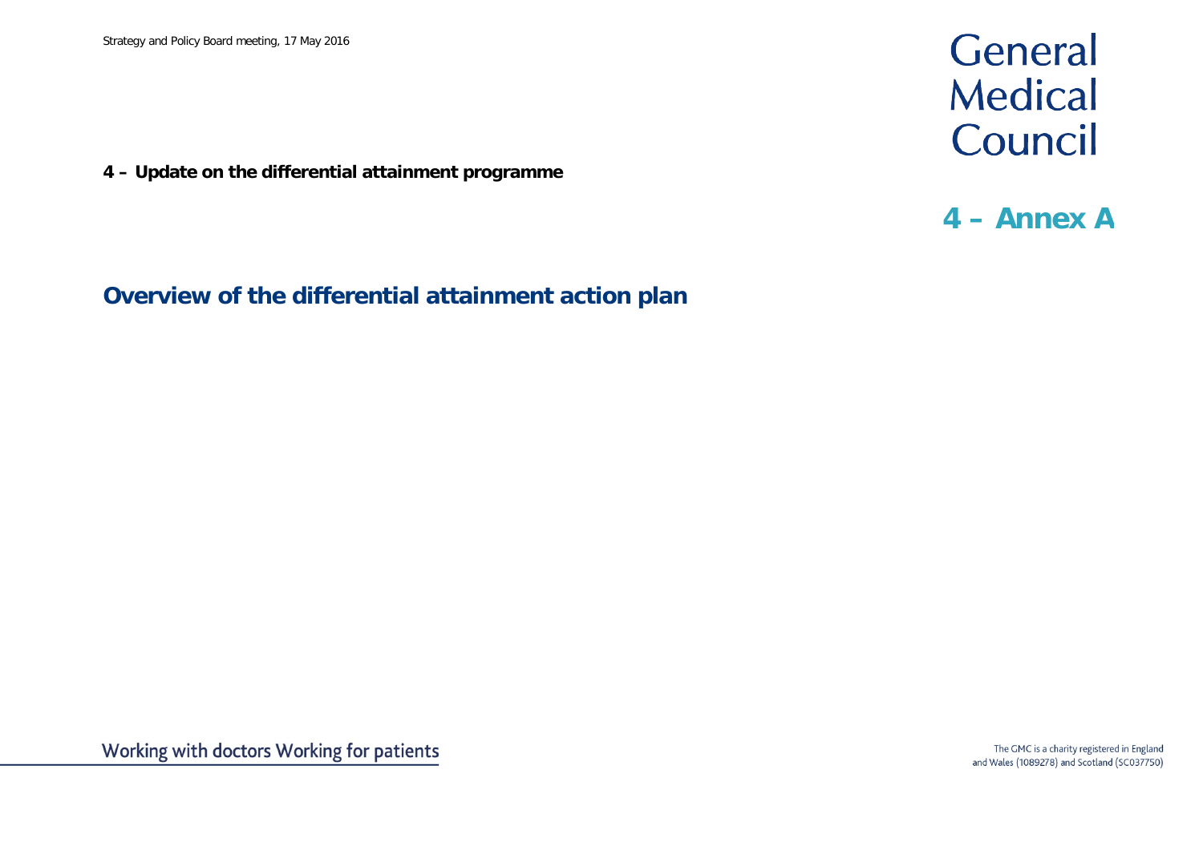**4 – Update on the differential attainment programme**

# 4 – Annex A

## Overview of the differential attainment action plan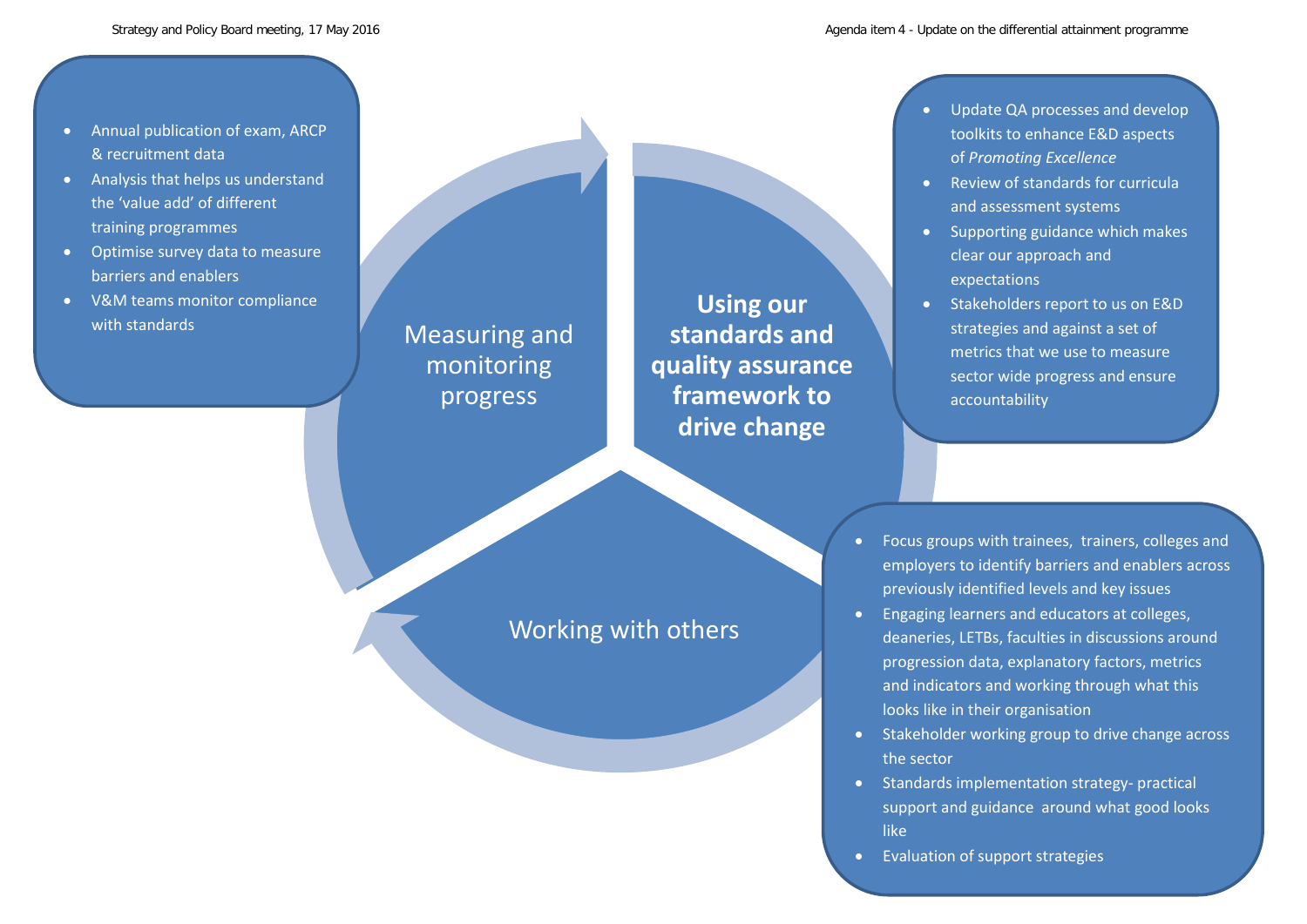## Measuring and monitoring progress

- Annual publication of exam, ARCP & recruitment data
- Analysis that helps us understand the 'value add' of different training programmes
- Optimise survey data to measure barriers and enablers
- V&M teams monitor compliance with standards

## Using our standards and quality assurance framework to drive change

- Update QA processes and develop toolkits to enhance E&D aspects of *Promoting Excellence*
- Review of standards for curricula and assessment systems
- Supporting guidance which makes clear our approach and expectations
- Stakeholders report to us on E&D strategies and against a set of metrics that we use to measure sector wide progress and ensure accountability

## Working with others

- Focus groups with trainees, trainers, colleges and employers to identify barriers and enablers across previously identified levels and key issues
- Engaging learners and educators at colleges, deaneries, LETBs, faculties in discussions around progression data, explanatory factors, metrics and indicators and working through what this looks like in their organisation
- Stakeholder working group to drive change across the sector
- Standards implementation strategy- practical support and guidance around what good looks like
- Evaluation of support strategies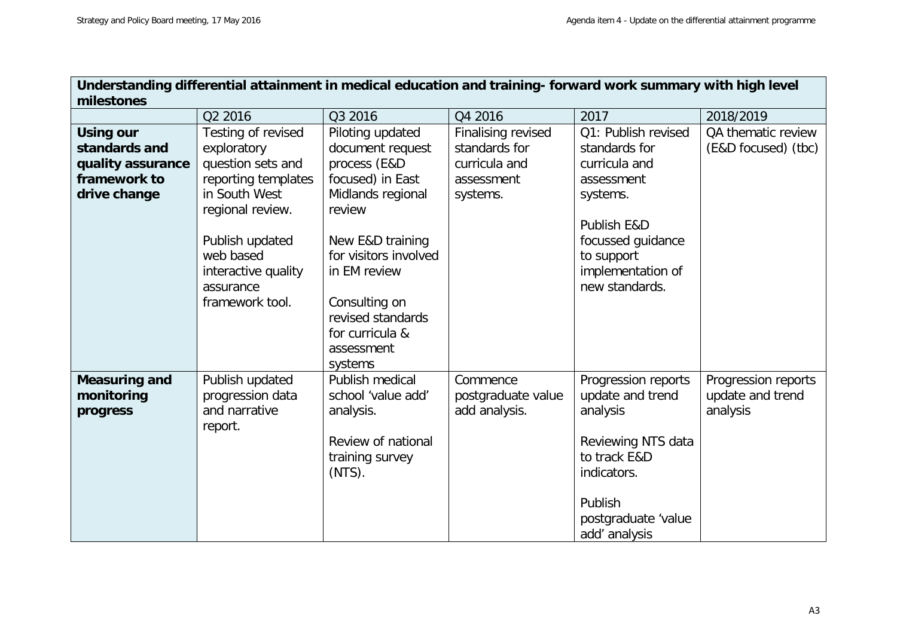| **Understanding differential attainment in medical education and training- forward work summary with high level milestones** | | | | | |
|---|---|---|---|---|---|
| | Q2 2016 | Q3 2016 | Q4 2016 | 2017 | 2018/2019 |
| **Using our standards and quality assurance framework to drive change** | Testing of revised exploratory question sets and reporting templates in South West regional review.<br><br>Publish updated web based interactive quality assurance framework tool. | Piloting updated document request process (E&D focused) in East Midlands regional review<br><br>New E&D training for visitors involved in EM review<br><br>Consulting on revised standards for curricula & assessment systems | Finalising revised standards for curricula and assessment systems. | Q1: Publish revised standards for curricula and assessment systems.<br><br>Publish E&D focussed guidance to support implementation of new standards. | QA thematic review (E&D focused) (tbc) |
| **Measuring and monitoring progress** | Publish updated progression data and narrative report. | Publish medical school 'value add' analysis.<br><br>Review of national training survey (NTS). | Commence postgraduate value add analysis. | Progression reports update and trend analysis<br><br>Reviewing NTS data to track E&D indicators.<br><br>Publish postgraduate 'value add' analysis | Progression reports update and trend analysis |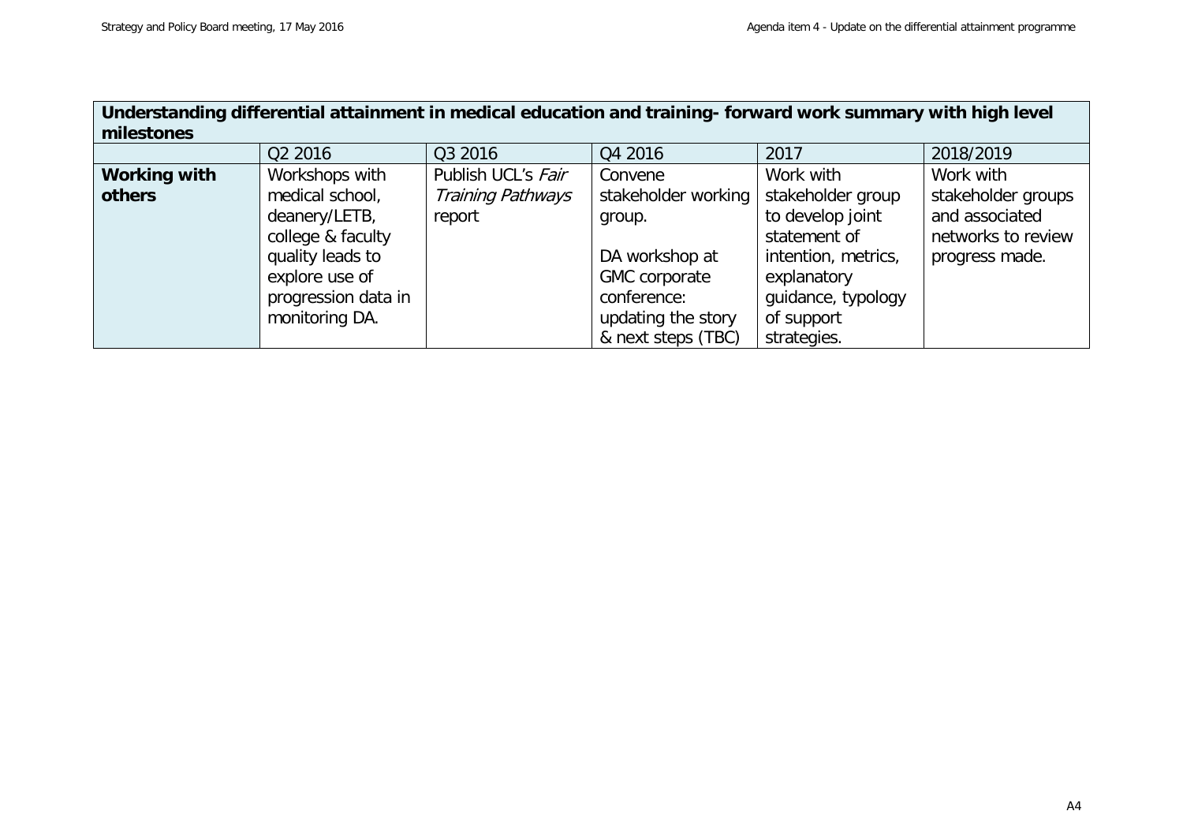| Understanding differential attainment in medical education and training- forward work summary with high level milestones | | | | | |
|---|---|---|---|---|---|
| | Q2 2016 | Q3 2016 | Q4 2016 | 2017 | 2018/2019 |
| **Working with others** | Workshops with medical school, deanery/LETB, college & faculty quality leads to explore use of progression data in monitoring DA. | Publish UCL's *Fair Training Pathways* report | Convene stakeholder working group.<br><br>DA workshop at GMC corporate conference: updating the story & next steps (TBC) | Work with stakeholder group to develop joint statement of intention, metrics, explanatory guidance, typology of support strategies. | Work with stakeholder groups and associated networks to review progress made. |